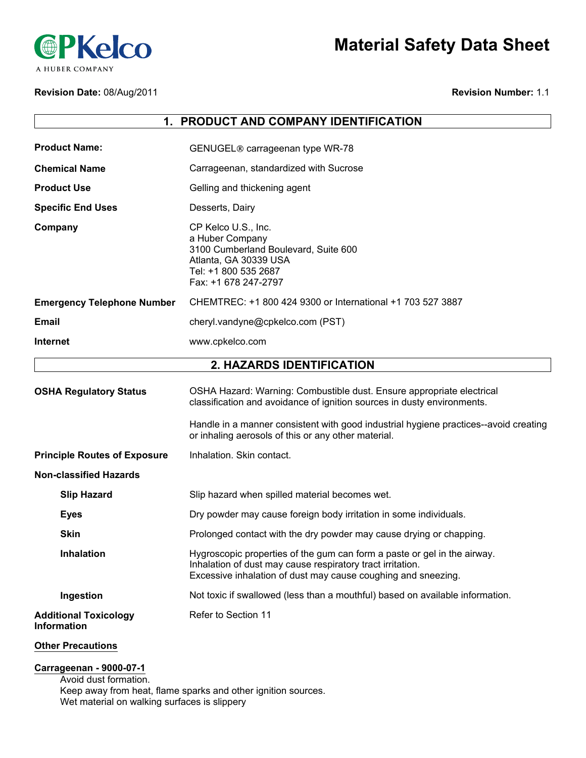CPKelco
A HUBER COMPANY

# Material Safety Data Sheet

**Revision Date:** 08/Aug/2011 **Revision Number:** 1.1

## 1. PRODUCT AND COMPANY IDENTIFICATION

**Product Name:** GENUGEL® carrageenan type WR-78

**Chemical Name** Carrageenan, standardized with Sucrose

**Product Use** Gelling and thickening agent

**Specific End Uses** Desserts, Dairy

**Company** CP Kelco U.S., Inc.
a Huber Company
3100 Cumberland Boulevard, Suite 600
Atlanta, GA 30339 USA
Tel: +1 800 535 2687
Fax: +1 678 247-2797

**Emergency Telephone Number** CHEMTREC: +1 800 424 9300 or International +1 703 527 3887

**Email** cheryl.vandyne@cpkelco.com (PST)

**Internet** www.cpkelco.com

## 2. HAZARDS IDENTIFICATION

**OSHA Regulatory Status** OSHA Hazard: Warning: Combustible dust. Ensure appropriate electrical classification and avoidance of ignition sources in dusty environments.

Handle in a manner consistent with good industrial hygiene practices--avoid creating or inhaling aerosols of this or any other material.

**Principle Routes of Exposure** Inhalation. Skin contact.

**Non-classified Hazards**

**Slip Hazard** Slip hazard when spilled material becomes wet.

**Eyes** Dry powder may cause foreign body irritation in some individuals.

**Skin** Prolonged contact with the dry powder may cause drying or chapping.

**Inhalation** Hygroscopic properties of the gum can form a paste or gel in the airway.
Inhalation of dust may cause respiratory tract irritation.
Excessive inhalation of dust may cause coughing and sneezing.

**Ingestion** Not toxic if swallowed (less than a mouthful) based on available information.

**Additional Toxicology Information** Refer to Section 11

**Other Precautions**

**Carrageenan - 9000-07-1**
Avoid dust formation.
Keep away from heat, flame sparks and other ignition sources.
Wet material on walking surfaces is slippery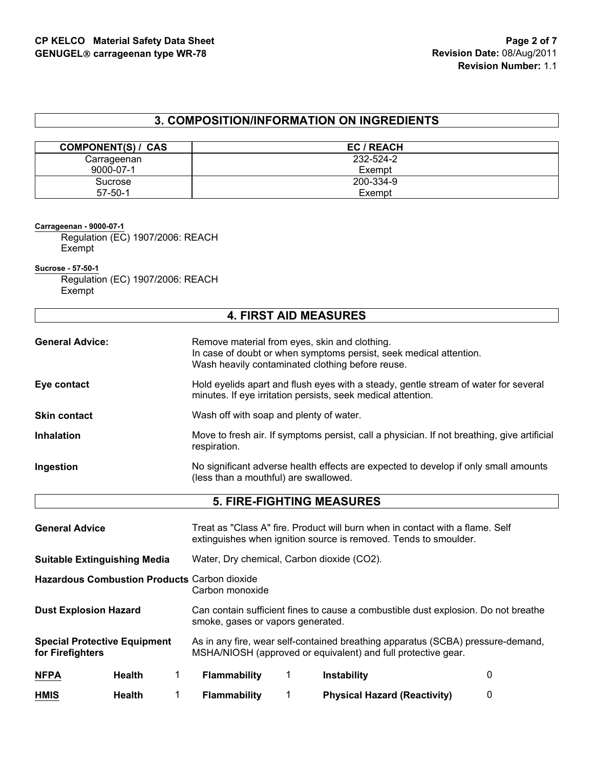## 3. COMPOSITION/INFORMATION ON INGREDIENTS

| COMPONENT(S) / CAS | EC / REACH |
|---|---|
| Carrageenan<br>9000-07-1 | 232-524-2<br>Exempt |
| Sucrose<br>57-50-1 | 200-334-9<br>Exempt |

**Carrageenan - 9000-07-1**

Regulation (EC) 1907/2006: REACH
Exempt

**Sucrose - 57-50-1**

Regulation (EC) 1907/2006: REACH
Exempt

## 4. FIRST AID MEASURES

**General Advice:** Remove material from eyes, skin and clothing.
In case of doubt or when symptoms persist, seek medical attention.
Wash heavily contaminated clothing before reuse.

**Eye contact** Hold eyelids apart and flush eyes with a steady, gentle stream of water for several minutes. If eye irritation persists, seek medical attention.

**Skin contact** Wash off with soap and plenty of water.

**Inhalation** Move to fresh air. If symptoms persist, call a physician. If not breathing, give artificial respiration.

**Ingestion** No significant adverse health effects are expected to develop if only small amounts (less than a mouthful) are swallowed.

## 5. FIRE-FIGHTING MEASURES

**General Advice** Treat as "Class A" fire. Product will burn when in contact with a flame. Self extinguishes when ignition source is removed. Tends to smoulder.

**Suitable Extinguishing Media** Water, Dry chemical, Carbon dioxide ($CO_2$).

**Hazardous Combustion Products** Carbon dioxide
Carbon monoxide

**Dust Explosion Hazard** Can contain sufficient fines to cause a combustible dust explosion. Do not breathe smoke, gases or vapors generated.

**Special Protective Equipment for Firefighters** As in any fire, wear self-contained breathing apparatus (SCBA) pressure-demand, MSHA/NIOSH (approved or equivalent) and full protective gear.

| | | | | | | |
|---|---|---|---|---|---|---|
| **NFPA** | **Health** | 1 | **Flammability** | 1 | **Instability** | 0 |
| **HMIS** | **Health** | 1 | **Flammability** | 1 | **Physical Hazard (Reactivity)** | 0 |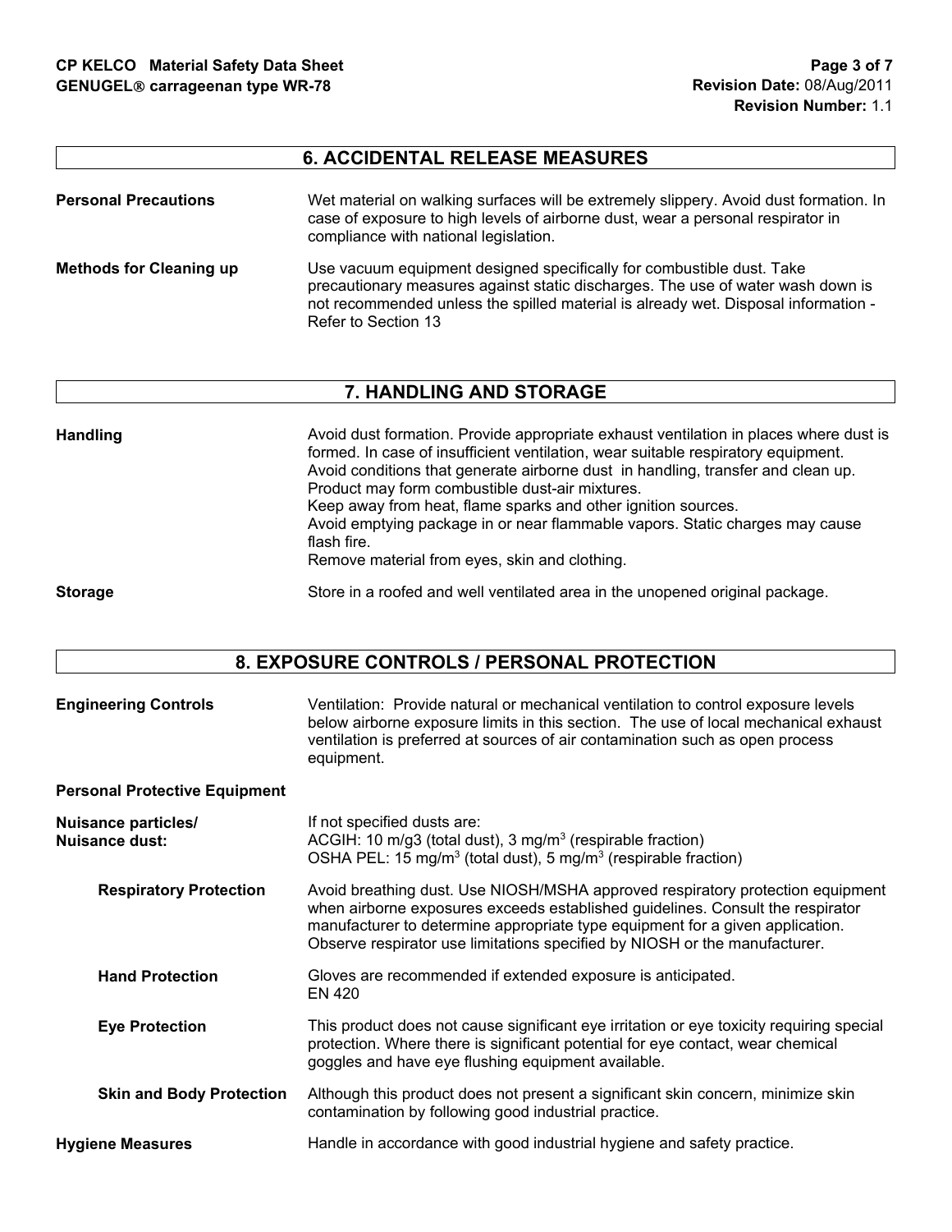## 6. ACCIDENTAL RELEASE MEASURES

**Personal Precautions**

Wet material on walking surfaces will be extremely slippery. Avoid dust formation. In case of exposure to high levels of airborne dust, wear a personal respirator in compliance with national legislation.

**Methods for Cleaning up**

Use vacuum equipment designed specifically for combustible dust. Take precautionary measures against static discharges. The use of water wash down is not recommended unless the spilled material is already wet. Disposal information - Refer to Section 13

## 7. HANDLING AND STORAGE

**Handling**

Avoid dust formation. Provide appropriate exhaust ventilation in places where dust is formed. In case of insufficient ventilation, wear suitable respiratory equipment.
Avoid conditions that generate airborne dust in handling, transfer and clean up.
Product may form combustible dust-air mixtures.
Keep away from heat, flame sparks and other ignition sources.
Avoid emptying package in or near flammable vapors. Static charges may cause flash fire.
Remove material from eyes, skin and clothing.

**Storage**

Store in a roofed and well ventilated area in the unopened original package.

## 8. EXPOSURE CONTROLS / PERSONAL PROTECTION

**Engineering Controls**

Ventilation: Provide natural or mechanical ventilation to control exposure levels below airborne exposure limits in this section. The use of local mechanical exhaust ventilation is preferred at sources of air contamination such as open process equipment.

**Personal Protective Equipment**

**Nuisance particles/ Nuisance dust:**

If not specified dusts are:
ACGIH: 10 m/g3 (total dust), 3 mg/m$^3$ (respirable fraction)
OSHA PEL: 15 mg/m$^3$ (total dust), 5 mg/m$^3$ (respirable fraction)

**Respiratory Protection**

Avoid breathing dust. Use NIOSH/MSHA approved respiratory protection equipment when airborne exposures exceeds established guidelines. Consult the respirator manufacturer to determine appropriate type equipment for a given application. Observe respirator use limitations specified by NIOSH or the manufacturer.

**Hand Protection**

Gloves are recommended if extended exposure is anticipated.
EN 420

**Eye Protection**

This product does not cause significant eye irritation or eye toxicity requiring special protection. Where there is significant potential for eye contact, wear chemical goggles and have eye flushing equipment available.

**Skin and Body Protection**

Although this product does not present a significant skin concern, minimize skin contamination by following good industrial practice.

**Hygiene Measures**

Handle in accordance with good industrial hygiene and safety practice.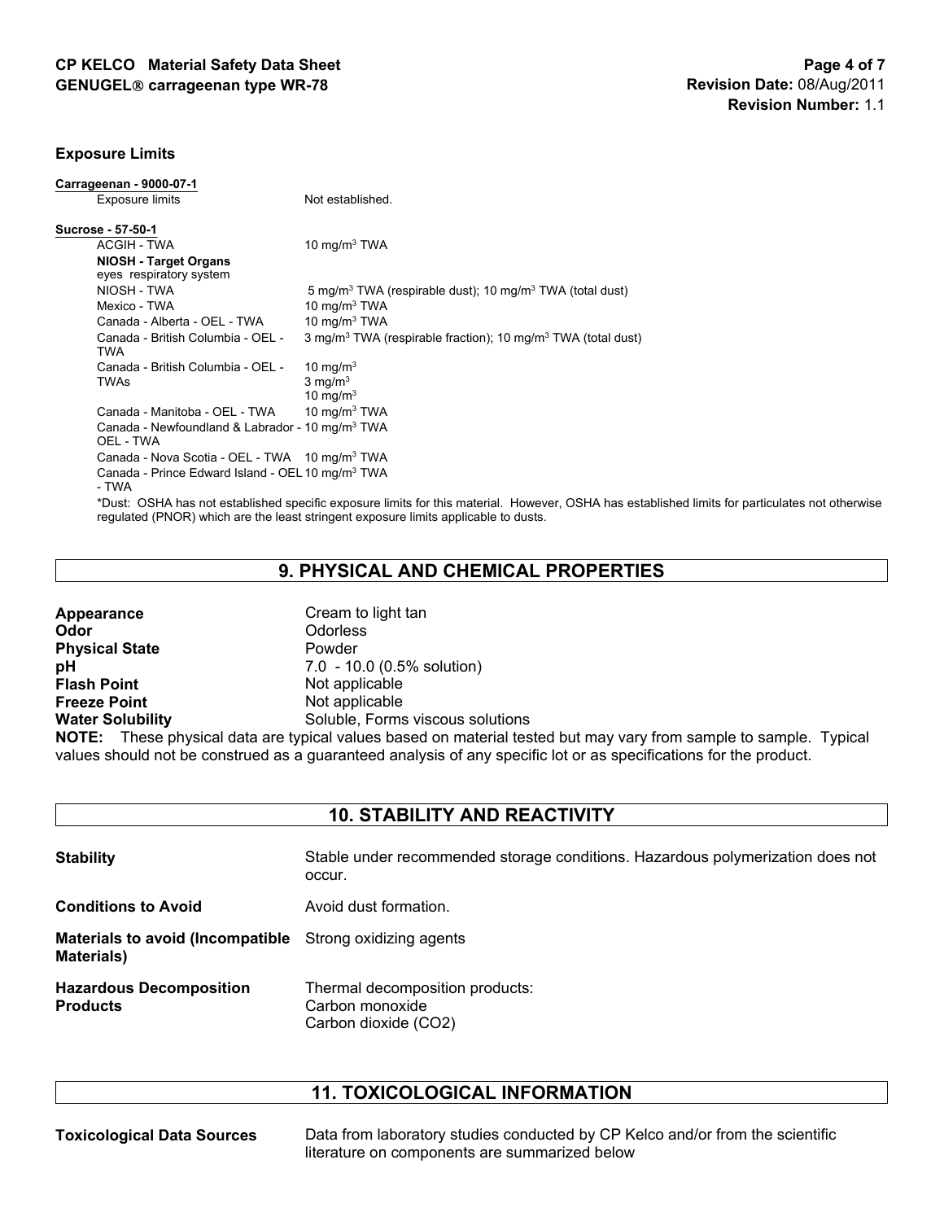**Exposure Limits**

**Carrageenan - 9000-07-1**

| | |
|---|---|
| Exposure limits | Not established. |

**Sucrose - 57-50-1**

| | |
|---|---|
| ACGIH - TWA | 10 mg/m$^3$ TWA |
| **NIOSH - Target Organs** eyes respiratory system | |
| NIOSH - TWA | 5 mg/m$^3$ TWA (respirable dust); 10 mg/m$^3$ TWA (total dust) |
| Mexico - TWA | 10 mg/m$^3$ TWA |
| Canada - Alberta - OEL - TWA | 10 mg/m$^3$ TWA |
| Canada - British Columbia - OEL - TWA | 3 mg/m$^3$ TWA (respirable fraction); 10 mg/m$^3$ TWA (total dust) |
| Canada - British Columbia - OEL - TWAs | 10 mg/m$^3$<br>3 mg/m$^3$<br>10 mg/m$^3$ |
| Canada - Manitoba - OEL - TWA | 10 mg/m$^3$ TWA |
| Canada - Newfoundland & Labrador - OEL - TWA | 10 mg/m$^3$ TWA |
| Canada - Nova Scotia - OEL - TWA | 10 mg/m$^3$ TWA |
| Canada - Prince Edward Island - OEL - TWA | 10 mg/m$^3$ TWA |

*Dust: OSHA has not established specific exposure limits for this material. However, OSHA has established limits for particulates not otherwise regulated (PNOR) which are the least stringent exposure limits applicable to dusts.

## 9. PHYSICAL AND CHEMICAL PROPERTIES

| | |
|---|---|
| **Appearance** | Cream to light tan |
| **Odor** | Odorless |
| **Physical State** | Powder |
| **pH** | 7.0 - 10.0 (0.5% solution) |
| **Flash Point** | Not applicable |
| **Freeze Point** | Not applicable |
| **Water Solubility** | Soluble, Forms viscous solutions |

**NOTE:** These physical data are typical values based on material tested but may vary from sample to sample. Typical values should not be construed as a guaranteed analysis of any specific lot or as specifications for the product.

## 10. STABILITY AND REACTIVITY

| | |
|---|---|
| **Stability** | Stable under recommended storage conditions. Hazardous polymerization does not occur. |
| **Conditions to Avoid** | Avoid dust formation. |
| **Materials to avoid (Incompatible Materials)** | Strong oxidizing agents |
| **Hazardous Decomposition Products** | Thermal decomposition products:<br>Carbon monoxide<br>Carbon dioxide ($CO_2$) |

## 11. TOXICOLOGICAL INFORMATION

| | |
|---|---|
| **Toxicological Data Sources** | Data from laboratory studies conducted by CP Kelco and/or from the scientific literature on components are summarized below |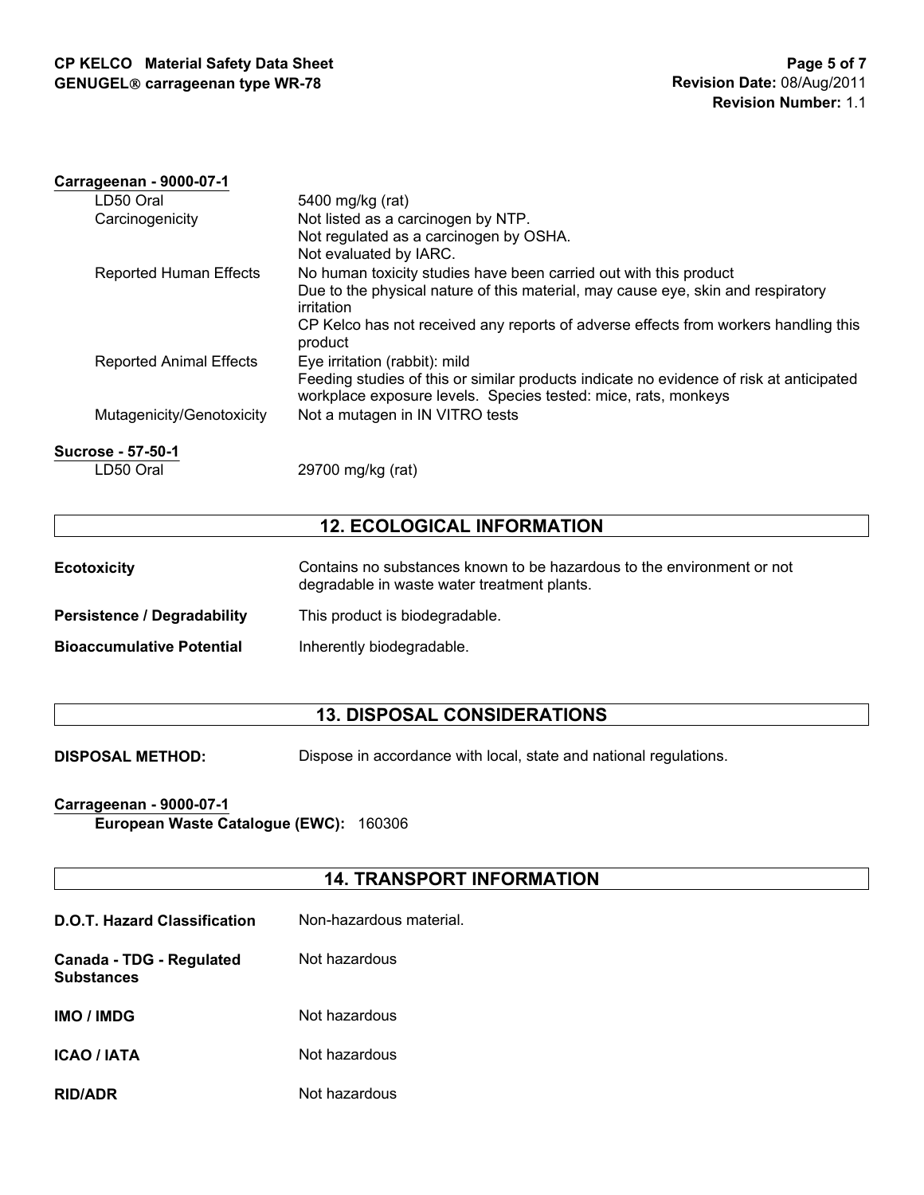**Carrageenan - 9000-07-1**

| | |
|---|---|
| LD50 Oral | 5400 mg/kg (rat) |
| Carcinogenicity | Not listed as a carcinogen by NTP.<br>Not regulated as a carcinogen by OSHA.<br>Not evaluated by IARC. |
| Reported Human Effects | No human toxicity studies have been carried out with this product<br>Due to the physical nature of this material, may cause eye, skin and respiratory irritation<br>CP Kelco has not received any reports of adverse effects from workers handling this product |
| Reported Animal Effects | Eye irritation (rabbit): mild<br>Feeding studies of this or similar products indicate no evidence of risk at anticipated workplace exposure levels. Species tested: mice, rats, monkeys |
| Mutagenicity/Genotoxicity | Not a mutagen in IN VITRO tests |

**Sucrose - 57-50-1**

| | |
|---|---|
| LD50 Oral | 29700 mg/kg (rat) |

## 12. ECOLOGICAL INFORMATION

**Ecotoxicity** Contains no substances known to be hazardous to the environment or not degradable in waste water treatment plants.

**Persistence / Degradability** This product is biodegradable.

**Bioaccumulative Potential** Inherently biodegradable.

## 13. DISPOSAL CONSIDERATIONS

**DISPOSAL METHOD:** Dispose in accordance with local, state and national regulations.

**Carrageenan - 9000-07-1**

**European Waste Catalogue (EWC):** 160306

## 14. TRANSPORT INFORMATION

**D.O.T. Hazard Classification** Non-hazardous material.

**Canada - TDG - Regulated Substances** Not hazardous

**IMO / IMDG** Not hazardous

**ICAO / IATA** Not hazardous

**RID/ADR** Not hazardous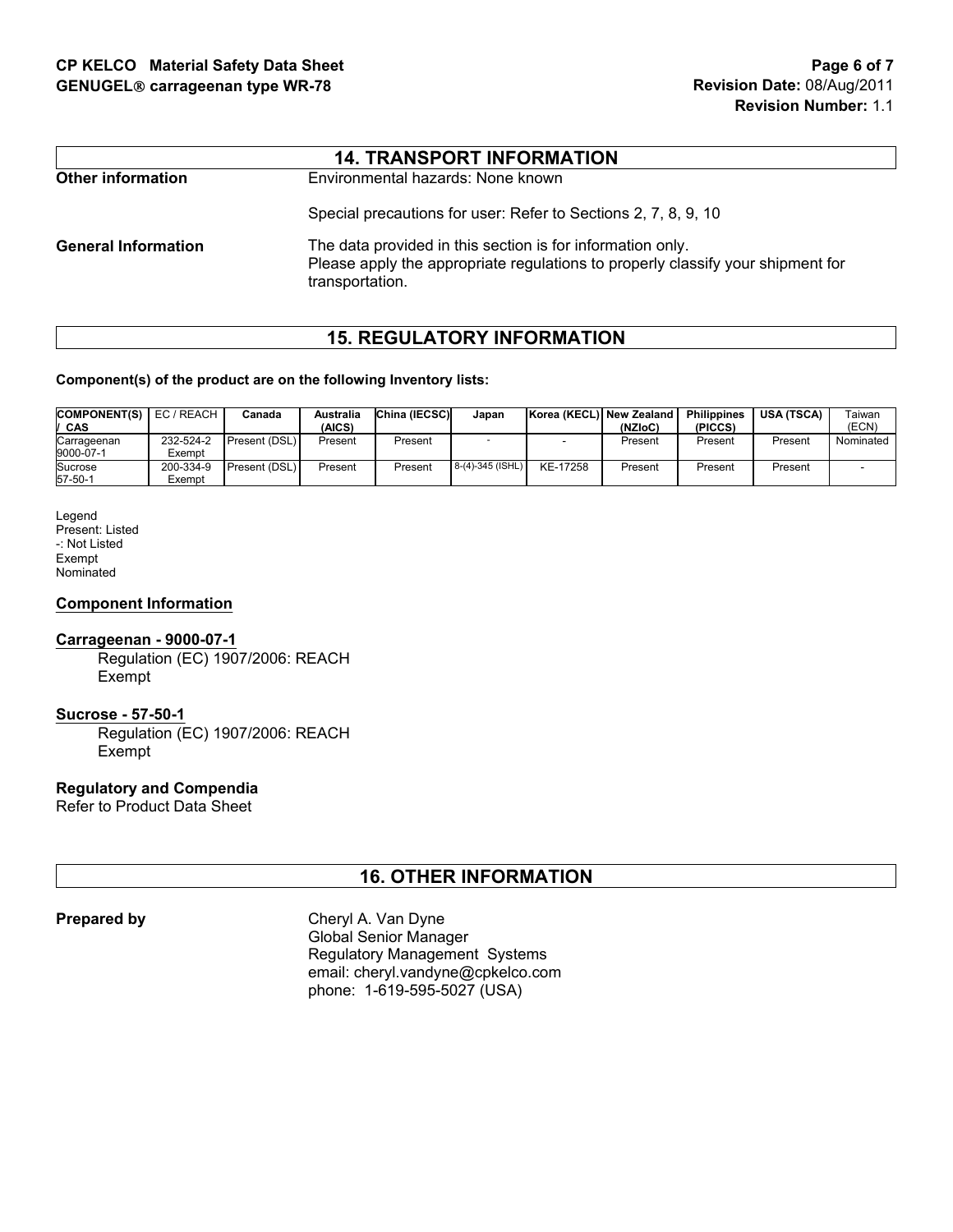## 14. TRANSPORT INFORMATION

**Other information** Environmental hazards: None known

Special precautions for user: Refer to Sections 2, 7, 8, 9, 10

**General Information** The data provided in this section is for information only. Please apply the appropriate regulations to properly classify your shipment for transportation.

## 15. REGULATORY INFORMATION

**Component(s) of the product are on the following Inventory lists:**

| COMPONENT(S) / CAS | EC / REACH | Canada | Australia (AICS) | China (IECSC) | Japan | Korea (KECL) | New Zealand (NZIoC) | Philippines (PICCS) | USA (TSCA) | Taiwan (ECN) |
|---|---|---|---|---|---|---|---|---|---|---|
| Carrageenan 9000-07-1 | 232-524-2 Exempt | Present (DSL) | Present | Present | - | - | Present | Present | Present | Nominated |
| Sucrose 57-50-1 | 200-334-9 Exempt | Present (DSL) | Present | Present | 8-(4)-345 (ISHL) | KE-17258 | Present | Present | Present | - |

Legend
Present: Listed
-: Not Listed
Exempt
Nominated

### Component Information

**Carrageenan - 9000-07-1**
Regulation (EC) 1907/2006: REACH
Exempt

**Sucrose - 57-50-1**
Regulation (EC) 1907/2006: REACH
Exempt

**Regulatory and Compendia**
Refer to Product Data Sheet

## 16. OTHER INFORMATION

**Prepared by** Cheryl A. Van Dyne
Global Senior Manager
Regulatory Management Systems
email: cheryl.vandyne@cpkelco.com
phone: 1-619-595-5027 (USA)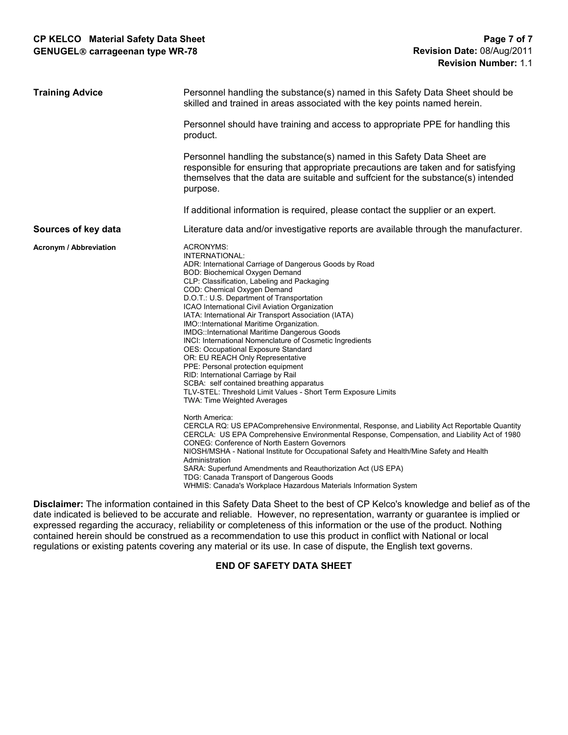**Training Advice**

Personnel handling the substance(s) named in this Safety Data Sheet should be skilled and trained in areas associated with the key points named herein.

Personnel should have training and access to appropriate PPE for handling this product.

Personnel handling the substance(s) named in this Safety Data Sheet are responsible for ensuring that appropriate precautions are taken and for satisfying themselves that the data are suitable and suffcient for the substance(s) intended purpose.

If additional information is required, please contact the supplier or an expert.

**Sources of key data**

Literature data and/or investigative reports are available through the manufacturer.

**Acronym / Abbreviation**

ACRONYMS:
INTERNATIONAL:
ADR: International Carriage of Dangerous Goods by Road
BOD: Biochemical Oxygen Demand
CLP: Classification, Labeling and Packaging
COD: Chemical Oxygen Demand
D.O.T.: U.S. Department of Transportation
ICAO International Civil Aviation Organization
IATA: International Air Transport Association (IATA)
IMO::International Maritime Organization.
IMDG::International Maritime Dangerous Goods
INCI: International Nomenclature of Cosmetic Ingredients
OES: Occupational Exposure Standard
OR: EU REACH Only Representative
PPE: Personal protection equipment
RID: International Carriage by Rail
SCBA: self contained breathing apparatus
TLV-STEL: Threshold Limit Values - Short Term Exposure Limits
TWA: Time Weighted Averages

North America:
CERCLA RQ: US EPAComprehensive Environmental, Response, and Liability Act Reportable Quantity
CERCLA: US EPA Comprehensive Environmental Response, Compensation, and Liability Act of 1980
CONEG: Conference of North Eastern Governors
NIOSH/MSHA - National Institute for Occupational Safety and Health/Mine Safety and Health Administration
SARA: Superfund Amendments and Reauthorization Act (US EPA)
TDG: Canada Transport of Dangerous Goods
WHMIS: Canada's Workplace Hazardous Materials Information System

**Disclaimer:** The information contained in this Safety Data Sheet to the best of CP Kelco's knowledge and belief as of the date indicated is believed to be accurate and reliable. However, no representation, warranty or guarantee is implied or expressed regarding the accuracy, reliability or completeness of this information or the use of the product. Nothing contained herein should be construed as a recommendation to use this product in conflict with National or local regulations or existing patents covering any material or its use. In case of dispute, the English text governs.

**END OF SAFETY DATA SHEET**